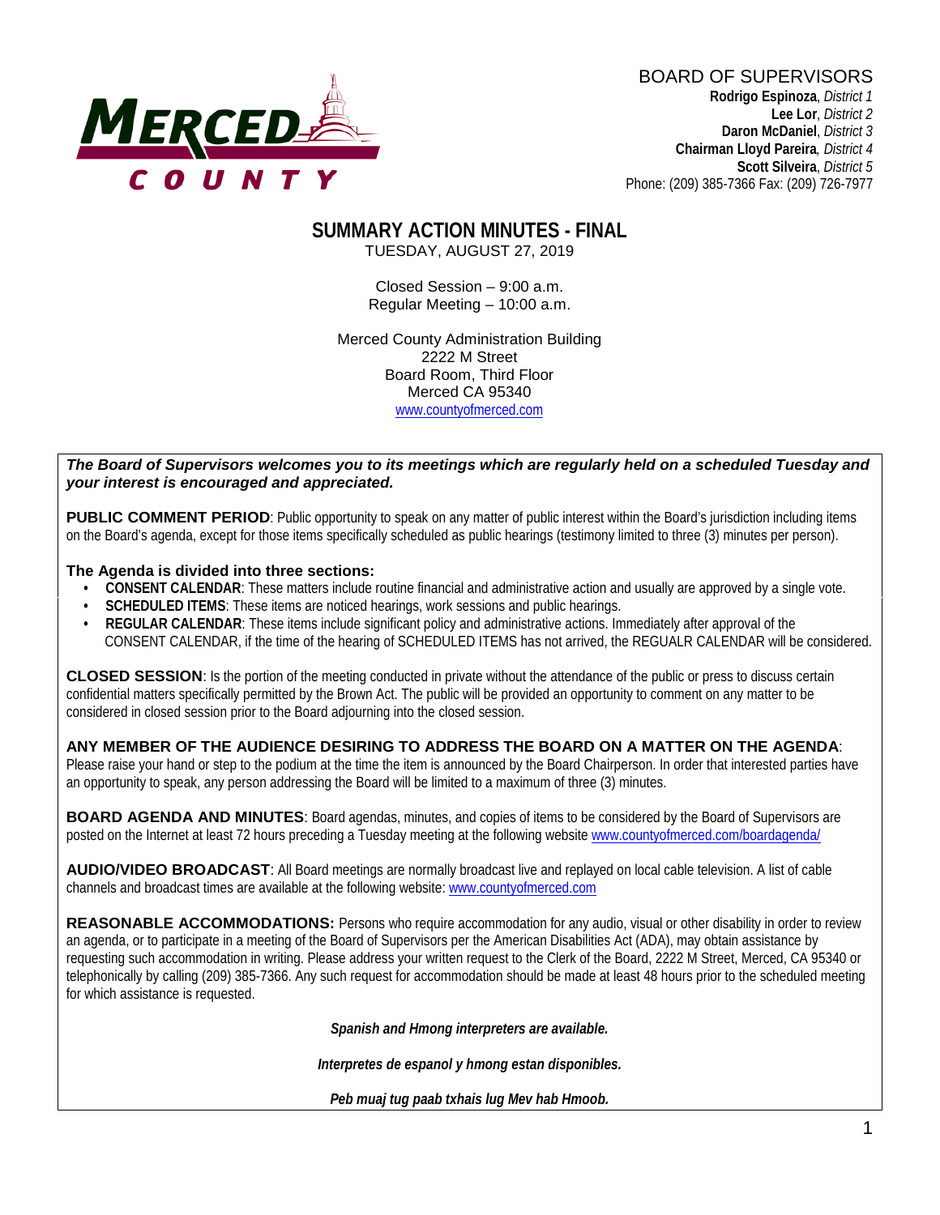MERCED COUNTY

BOARD OF SUPERVISORS
**Rodrigo Espinoza**, *District 1*
**Lee Lor**, *District 2*
**Daron McDaniel**, *District 3*
**Chairman Lloyd Pareira**, *District 4*
**Scott Silveira**, *District 5*
Phone: (209) 385-7366 Fax: (209) 726-7977

# SUMMARY ACTION MINUTES - FINAL

TUESDAY, AUGUST 27, 2019

Closed Session – 9:00 a.m.
Regular Meeting – 10:00 a.m.

Merced County Administration Building
2222 M Street
Board Room, Third Floor
Merced CA 95340
www.countyofmerced.com

***The Board of Supervisors welcomes you to its meetings which are regularly held on a scheduled Tuesday and your interest is encouraged and appreciated.***

**PUBLIC COMMENT PERIOD**: Public opportunity to speak on any matter of public interest within the Board's jurisdiction including items on the Board's agenda, except for those items specifically scheduled as public hearings (testimony limited to three (3) minutes per person).

**The Agenda is divided into three sections:**

- **CONSENT CALENDAR**: These matters include routine financial and administrative action and usually are approved by a single vote.
- **SCHEDULED ITEMS**: These items are noticed hearings, work sessions and public hearings.
- **REGULAR CALENDAR**: These items include significant policy and administrative actions. Immediately after approval of the CONSENT CALENDAR, if the time of the hearing of SCHEDULED ITEMS has not arrived, the REGUALR CALENDAR will be considered.

**CLOSED SESSION**: Is the portion of the meeting conducted in private without the attendance of the public or press to discuss certain confidential matters specifically permitted by the Brown Act. The public will be provided an opportunity to comment on any matter to be considered in closed session prior to the Board adjourning into the closed session.

**ANY MEMBER OF THE AUDIENCE DESIRING TO ADDRESS THE BOARD ON A MATTER ON THE AGENDA**: Please raise your hand or step to the podium at the time the item is announced by the Board Chairperson. In order that interested parties have an opportunity to speak, any person addressing the Board will be limited to a maximum of three (3) minutes.

**BOARD AGENDA AND MINUTES**: Board agendas, minutes, and copies of items to be considered by the Board of Supervisors are posted on the Internet at least 72 hours preceding a Tuesday meeting at the following website www.countyofmerced.com/boardagenda/

**AUDIO/VIDEO BROADCAST**: All Board meetings are normally broadcast live and replayed on local cable television. A list of cable channels and broadcast times are available at the following website: www.countyofmerced.com

**REASONABLE ACCOMMODATIONS:** Persons who require accommodation for any audio, visual or other disability in order to review an agenda, or to participate in a meeting of the Board of Supervisors per the American Disabilities Act (ADA), may obtain assistance by requesting such accommodation in writing. Please address your written request to the Clerk of the Board, 2222 M Street, Merced, CA 95340 or telephonically by calling (209) 385-7366. Any such request for accommodation should be made at least 48 hours prior to the scheduled meeting for which assistance is requested.

***Spanish and Hmong interpreters are available.***

***Interpretes de espanol y hmong estan disponibles.***

***Peb muaj tug paab txhais lug Mev hab Hmoob.***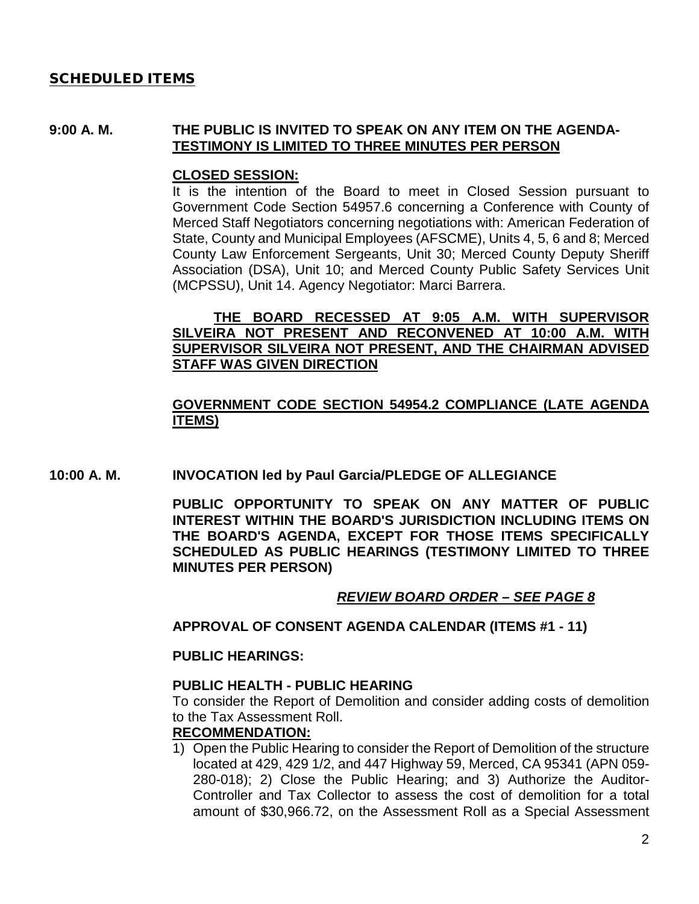## SCHEDULED ITEMS

**9:00 A. M.** **THE PUBLIC IS INVITED TO SPEAK ON ANY ITEM ON THE AGENDA-** **<u>TESTIMONY IS LIMITED TO THREE MINUTES PER PERSON</u>**

**<u>CLOSED SESSION:</u>**

It is the intention of the Board to meet in Closed Session pursuant to Government Code Section 54957.6 concerning a Conference with County of Merced Staff Negotiators concerning negotiations with: American Federation of State, County and Municipal Employees (AFSCME), Units 4, 5, 6 and 8; Merced County Law Enforcement Sergeants, Unit 30; Merced County Deputy Sheriff Association (DSA), Unit 10; and Merced County Public Safety Services Unit (MCPSSU), Unit 14. Agency Negotiator: Marci Barrera.

**<u>THE BOARD RECESSED AT 9:05 A.M. WITH SUPERVISOR SILVEIRA NOT PRESENT AND RECONVENED AT 10:00 A.M. WITH SUPERVISOR SILVEIRA NOT PRESENT, AND THE CHAIRMAN ADVISED STAFF WAS GIVEN DIRECTION</u>**

**<u>GOVERNMENT CODE SECTION 54954.2 COMPLIANCE (LATE AGENDA ITEMS)</u>**

**10:00 A. M.** **INVOCATION led by Paul Garcia/PLEDGE OF ALLEGIANCE**

**PUBLIC OPPORTUNITY TO SPEAK ON ANY MATTER OF PUBLIC INTEREST WITHIN THE BOARD'S JURISDICTION INCLUDING ITEMS ON THE BOARD'S AGENDA, EXCEPT FOR THOSE ITEMS SPECIFICALLY SCHEDULED AS PUBLIC HEARINGS (TESTIMONY LIMITED TO THREE MINUTES PER PERSON)**

***<u>REVIEW BOARD ORDER – SEE PAGE 8</u>***

**APPROVAL OF CONSENT AGENDA CALENDAR (ITEMS #1 - 11)**

**PUBLIC HEARINGS:**

**PUBLIC HEALTH - PUBLIC HEARING**

To consider the Report of Demolition and consider adding costs of demolition to the Tax Assessment Roll.

**<u>RECOMMENDATION:</u>**

1) Open the Public Hearing to consider the Report of Demolition of the structure located at 429, 429 1/2, and 447 Highway 59, Merced, CA 95341 (APN 059-280-018); 2) Close the Public Hearing; and 3) Authorize the Auditor-Controller and Tax Collector to assess the cost of demolition for a total amount of $30,966.72, on the Assessment Roll as a Special Assessment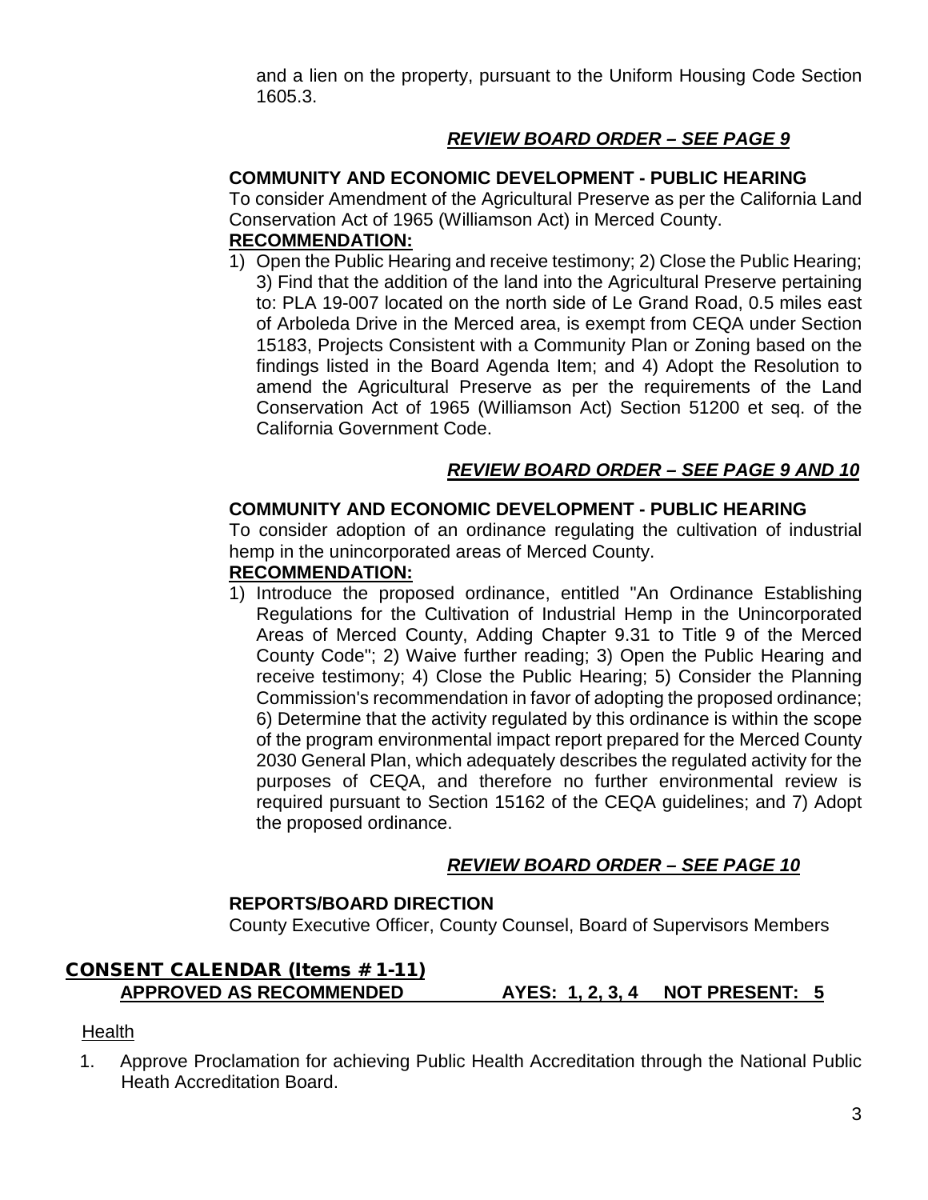and a lien on the property, pursuant to the Uniform Housing Code Section 1605.3.

***REVIEW BOARD ORDER – SEE PAGE 9***

**COMMUNITY AND ECONOMIC DEVELOPMENT - PUBLIC HEARING**
To consider Amendment of the Agricultural Preserve as per the California Land Conservation Act of 1965 (Williamson Act) in Merced County.
**RECOMMENDATION:**
1) Open the Public Hearing and receive testimony; 2) Close the Public Hearing; 3) Find that the addition of the land into the Agricultural Preserve pertaining to: PLA 19-007 located on the north side of Le Grand Road, 0.5 miles east of Arboleda Drive in the Merced area, is exempt from CEQA under Section 15183, Projects Consistent with a Community Plan or Zoning based on the findings listed in the Board Agenda Item; and 4) Adopt the Resolution to amend the Agricultural Preserve as per the requirements of the Land Conservation Act of 1965 (Williamson Act) Section 51200 et seq. of the California Government Code.

***REVIEW BOARD ORDER – SEE PAGE 9 AND 10***

**COMMUNITY AND ECONOMIC DEVELOPMENT - PUBLIC HEARING**
To consider adoption of an ordinance regulating the cultivation of industrial hemp in the unincorporated areas of Merced County.
**RECOMMENDATION:**
1) Introduce the proposed ordinance, entitled "An Ordinance Establishing Regulations for the Cultivation of Industrial Hemp in the Unincorporated Areas of Merced County, Adding Chapter 9.31 to Title 9 of the Merced County Code"; 2) Waive further reading; 3) Open the Public Hearing and receive testimony; 4) Close the Public Hearing; 5) Consider the Planning Commission's recommendation in favor of adopting the proposed ordinance; 6) Determine that the activity regulated by this ordinance is within the scope of the program environmental impact report prepared for the Merced County 2030 General Plan, which adequately describes the regulated activity for the purposes of CEQA, and therefore no further environmental review is required pursuant to Section 15162 of the CEQA guidelines; and 7) Adopt the proposed ordinance.

***REVIEW BOARD ORDER – SEE PAGE 10***

**REPORTS/BOARD DIRECTION**
County Executive Officer, County Counsel, Board of Supervisors Members

## CONSENT CALENDAR (Items #1-11)

**APPROVED AS RECOMMENDED AYES: 1, 2, 3, 4 NOT PRESENT: 5**

Health

1. Approve Proclamation for achieving Public Health Accreditation through the National Public Heath Accreditation Board.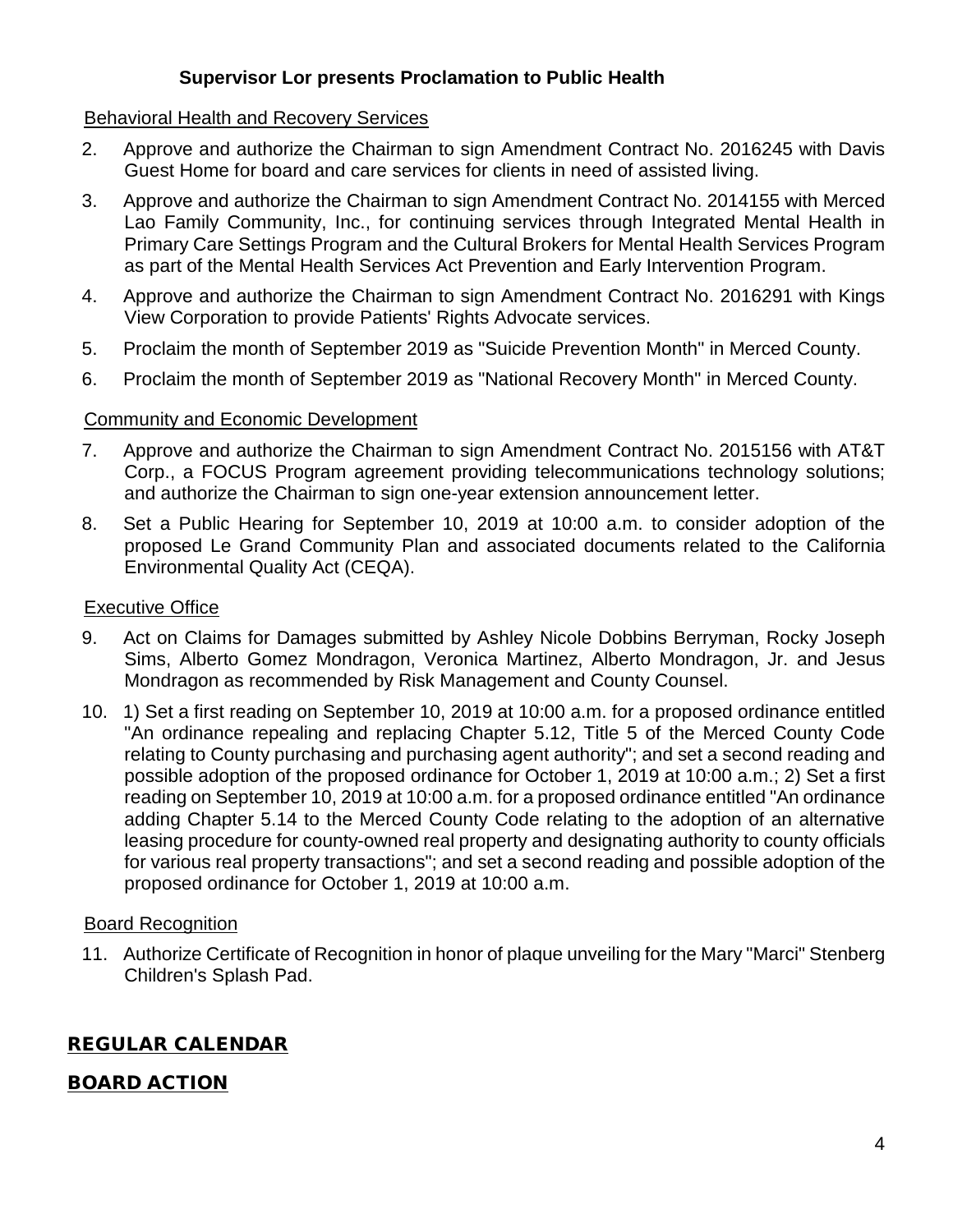**Supervisor Lor presents Proclamation to Public Health**

Behavioral Health and Recovery Services

2. Approve and authorize the Chairman to sign Amendment Contract No. 2016245 with Davis Guest Home for board and care services for clients in need of assisted living.

3. Approve and authorize the Chairman to sign Amendment Contract No. 2014155 with Merced Lao Family Community, Inc., for continuing services through Integrated Mental Health in Primary Care Settings Program and the Cultural Brokers for Mental Health Services Program as part of the Mental Health Services Act Prevention and Early Intervention Program.

4. Approve and authorize the Chairman to sign Amendment Contract No. 2016291 with Kings View Corporation to provide Patients' Rights Advocate services.

5. Proclaim the month of September 2019 as "Suicide Prevention Month" in Merced County.

6. Proclaim the month of September 2019 as "National Recovery Month" in Merced County.

Community and Economic Development

7. Approve and authorize the Chairman to sign Amendment Contract No. 2015156 with AT&T Corp., a FOCUS Program agreement providing telecommunications technology solutions; and authorize the Chairman to sign one-year extension announcement letter.

8. Set a Public Hearing for September 10, 2019 at 10:00 a.m. to consider adoption of the proposed Le Grand Community Plan and associated documents related to the California Environmental Quality Act (CEQA).

Executive Office

9. Act on Claims for Damages submitted by Ashley Nicole Dobbins Berryman, Rocky Joseph Sims, Alberto Gomez Mondragon, Veronica Martinez, Alberto Mondragon, Jr. and Jesus Mondragon as recommended by Risk Management and County Counsel.

10. 1) Set a first reading on September 10, 2019 at 10:00 a.m. for a proposed ordinance entitled "An ordinance repealing and replacing Chapter 5.12, Title 5 of the Merced County Code relating to County purchasing and purchasing agent authority"; and set a second reading and possible adoption of the proposed ordinance for October 1, 2019 at 10:00 a.m.; 2) Set a first reading on September 10, 2019 at 10:00 a.m. for a proposed ordinance entitled "An ordinance adding Chapter 5.14 to the Merced County Code relating to the adoption of an alternative leasing procedure for county-owned real property and designating authority to county officials for various real property transactions"; and set a second reading and possible adoption of the proposed ordinance for October 1, 2019 at 10:00 a.m.

Board Recognition

11. Authorize Certificate of Recognition in honor of plaque unveiling for the Mary "Marci" Stenberg Children's Splash Pad.

## REGULAR CALENDAR

## BOARD ACTION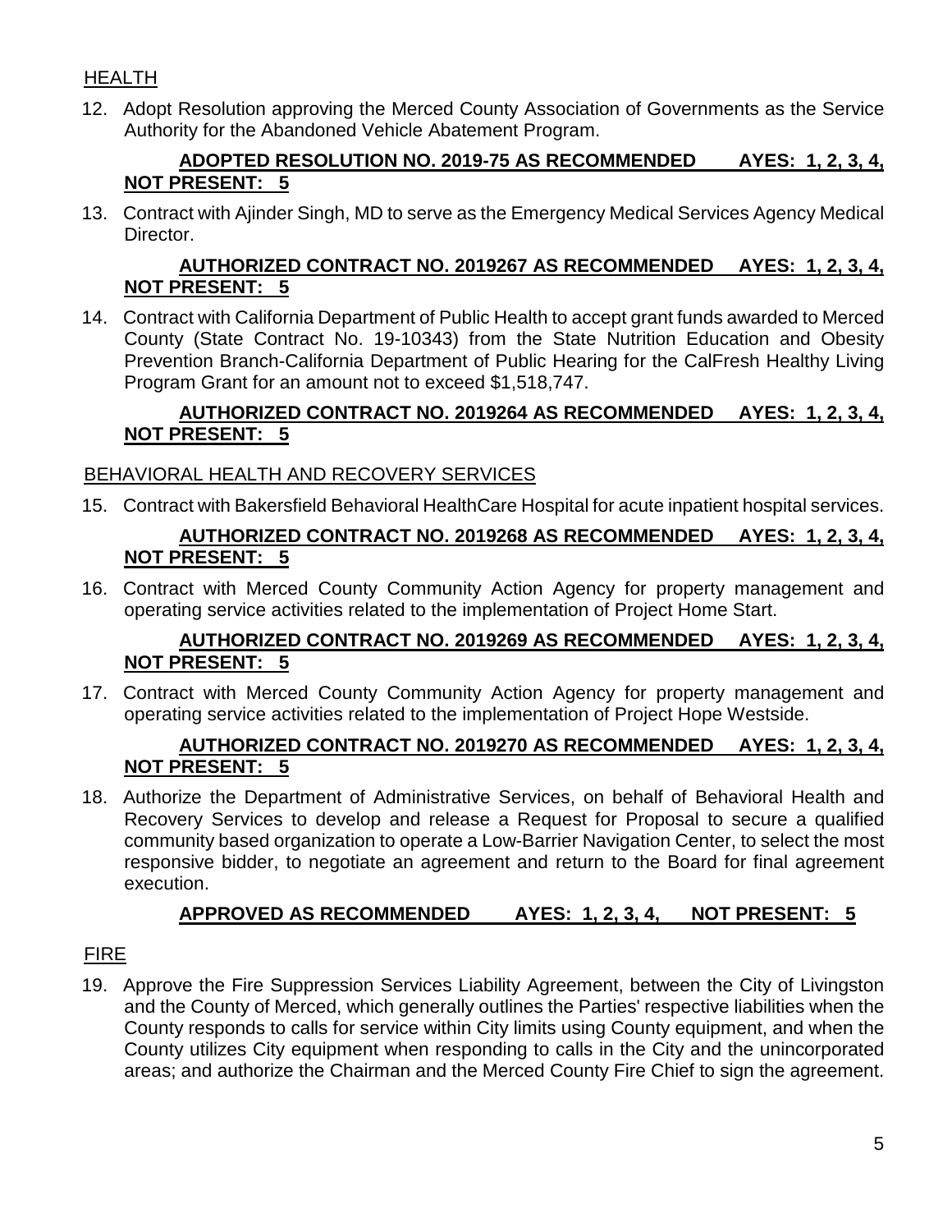HEALTH

12. Adopt Resolution approving the Merced County Association of Governments as the Service Authority for the Abandoned Vehicle Abatement Program.

    **ADOPTED RESOLUTION NO. 2019-75 AS RECOMMENDED AYES: 1, 2, 3, 4, NOT PRESENT: 5**

13. Contract with Ajinder Singh, MD to serve as the Emergency Medical Services Agency Medical Director.

    **AUTHORIZED CONTRACT NO. 2019267 AS RECOMMENDED AYES: 1, 2, 3, 4, NOT PRESENT: 5**

14. Contract with California Department of Public Health to accept grant funds awarded to Merced County (State Contract No. 19-10343) from the State Nutrition Education and Obesity Prevention Branch-California Department of Public Hearing for the CalFresh Healthy Living Program Grant for an amount not to exceed $1,518,747.

    **AUTHORIZED CONTRACT NO. 2019264 AS RECOMMENDED AYES: 1, 2, 3, 4, NOT PRESENT: 5**

BEHAVIORAL HEALTH AND RECOVERY SERVICES

15. Contract with Bakersfield Behavioral HealthCare Hospital for acute inpatient hospital services.

    **AUTHORIZED CONTRACT NO. 2019268 AS RECOMMENDED AYES: 1, 2, 3, 4, NOT PRESENT: 5**

16. Contract with Merced County Community Action Agency for property management and operating service activities related to the implementation of Project Home Start.

    **AUTHORIZED CONTRACT NO. 2019269 AS RECOMMENDED AYES: 1, 2, 3, 4, NOT PRESENT: 5**

17. Contract with Merced County Community Action Agency for property management and operating service activities related to the implementation of Project Hope Westside.

    **AUTHORIZED CONTRACT NO. 2019270 AS RECOMMENDED AYES: 1, 2, 3, 4, NOT PRESENT: 5**

18. Authorize the Department of Administrative Services, on behalf of Behavioral Health and Recovery Services to develop and release a Request for Proposal to secure a qualified community based organization to operate a Low-Barrier Navigation Center, to select the most responsive bidder, to negotiate an agreement and return to the Board for final agreement execution.

    **APPROVED AS RECOMMENDED AYES: 1, 2, 3, 4, NOT PRESENT: 5**

FIRE

19. Approve the Fire Suppression Services Liability Agreement, between the City of Livingston and the County of Merced, which generally outlines the Parties' respective liabilities when the County responds to calls for service within City limits using County equipment, and when the County utilizes City equipment when responding to calls in the City and the unincorporated areas; and authorize the Chairman and the Merced County Fire Chief to sign the agreement.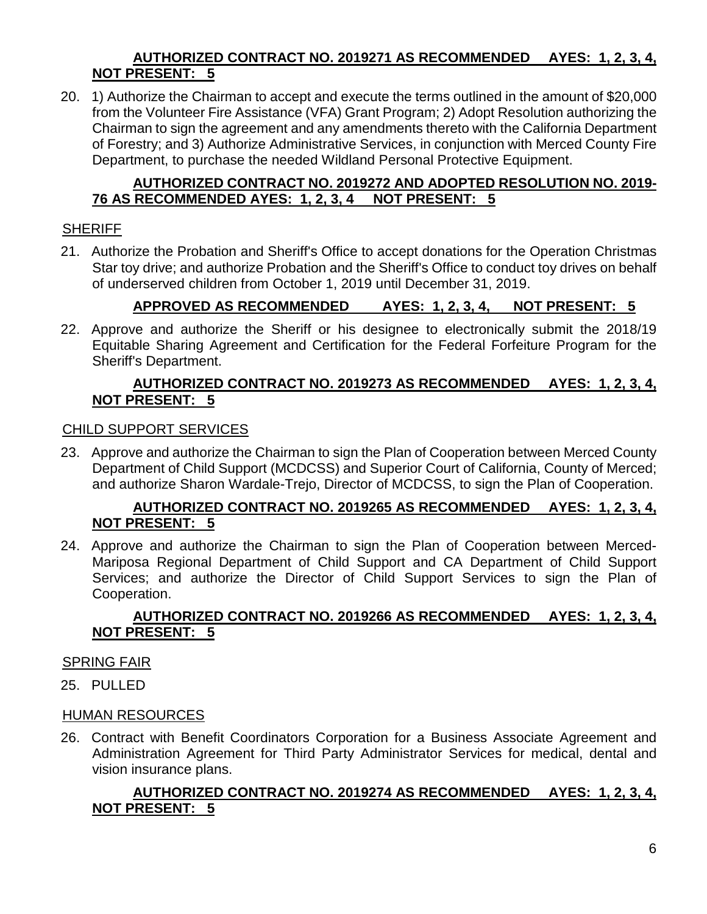**AUTHORIZED CONTRACT NO. 2019271 AS RECOMMENDED AYES: 1, 2, 3, 4, NOT PRESENT: 5**

20. 1) Authorize the Chairman to accept and execute the terms outlined in the amount of $20,000 from the Volunteer Fire Assistance (VFA) Grant Program; 2) Adopt Resolution authorizing the Chairman to sign the agreement and any amendments thereto with the California Department of Forestry; and 3) Authorize Administrative Services, in conjunction with Merced County Fire Department, to purchase the needed Wildland Personal Protective Equipment.

    **AUTHORIZED CONTRACT NO. 2019272 AND ADOPTED RESOLUTION NO. 2019-76 AS RECOMMENDED AYES: 1, 2, 3, 4 NOT PRESENT: 5**

SHERIFF

21. Authorize the Probation and Sheriff's Office to accept donations for the Operation Christmas Star toy drive; and authorize Probation and the Sheriff's Office to conduct toy drives on behalf of underserved children from October 1, 2019 until December 31, 2019.

    **APPROVED AS RECOMMENDED AYES: 1, 2, 3, 4, NOT PRESENT: 5**

22. Approve and authorize the Sheriff or his designee to electronically submit the 2018/19 Equitable Sharing Agreement and Certification for the Federal Forfeiture Program for the Sheriff's Department.

    **AUTHORIZED CONTRACT NO. 2019273 AS RECOMMENDED AYES: 1, 2, 3, 4, NOT PRESENT: 5**

CHILD SUPPORT SERVICES

23. Approve and authorize the Chairman to sign the Plan of Cooperation between Merced County Department of Child Support (MCDCSS) and Superior Court of California, County of Merced; and authorize Sharon Wardale-Trejo, Director of MCDCSS, to sign the Plan of Cooperation.

    **AUTHORIZED CONTRACT NO. 2019265 AS RECOMMENDED AYES: 1, 2, 3, 4, NOT PRESENT: 5**

24. Approve and authorize the Chairman to sign the Plan of Cooperation between Merced-Mariposa Regional Department of Child Support and CA Department of Child Support Services; and authorize the Director of Child Support Services to sign the Plan of Cooperation.

    **AUTHORIZED CONTRACT NO. 2019266 AS RECOMMENDED AYES: 1, 2, 3, 4, NOT PRESENT: 5**

SPRING FAIR

25. PULLED

HUMAN RESOURCES

26. Contract with Benefit Coordinators Corporation for a Business Associate Agreement and Administration Agreement for Third Party Administrator Services for medical, dental and vision insurance plans.

    **AUTHORIZED CONTRACT NO. 2019274 AS RECOMMENDED AYES: 1, 2, 3, 4, NOT PRESENT: 5**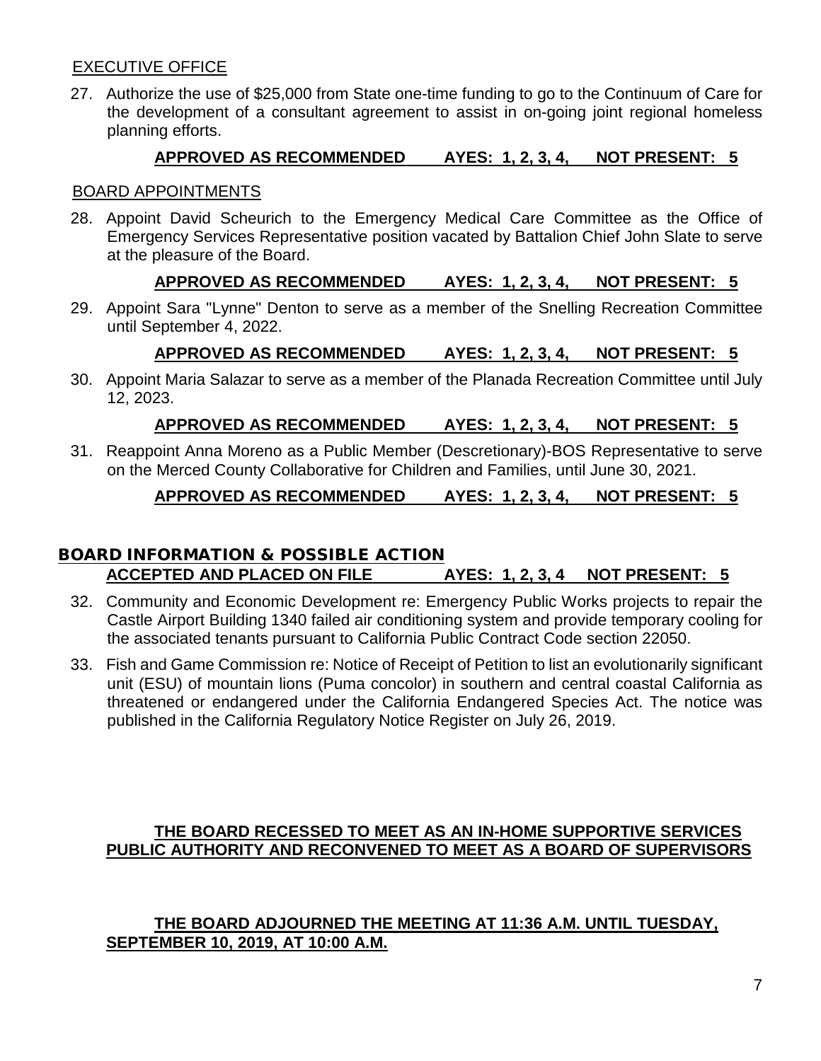EXECUTIVE OFFICE

27. Authorize the use of $25,000 from State one-time funding to go to the Continuum of Care for the development of a consultant agreement to assist in on-going joint regional homeless planning efforts.

**APPROVED AS RECOMMENDED AYES: 1, 2, 3, 4, NOT PRESENT: 5**

BOARD APPOINTMENTS

28. Appoint David Scheurich to the Emergency Medical Care Committee as the Office of Emergency Services Representative position vacated by Battalion Chief John Slate to serve at the pleasure of the Board.

**APPROVED AS RECOMMENDED AYES: 1, 2, 3, 4, NOT PRESENT: 5**

29. Appoint Sara "Lynne" Denton to serve as a member of the Snelling Recreation Committee until September 4, 2022.

**APPROVED AS RECOMMENDED AYES: 1, 2, 3, 4, NOT PRESENT: 5**

30. Appoint Maria Salazar to serve as a member of the Planada Recreation Committee until July 12, 2023.

**APPROVED AS RECOMMENDED AYES: 1, 2, 3, 4, NOT PRESENT: 5**

31. Reappoint Anna Moreno as a Public Member (Descretionary)-BOS Representative to serve on the Merced County Collaborative for Children and Families, until June 30, 2021.

**APPROVED AS RECOMMENDED AYES: 1, 2, 3, 4, NOT PRESENT: 5**

## BOARD INFORMATION & POSSIBLE ACTION

**ACCEPTED AND PLACED ON FILE AYES: 1, 2, 3, 4 NOT PRESENT: 5**

32. Community and Economic Development re: Emergency Public Works projects to repair the Castle Airport Building 1340 failed air conditioning system and provide temporary cooling for the associated tenants pursuant to California Public Contract Code section 22050.

33. Fish and Game Commission re: Notice of Receipt of Petition to list an evolutionarily significant unit (ESU) of mountain lions (Puma concolor) in southern and central coastal California as threatened or endangered under the California Endangered Species Act. The notice was published in the California Regulatory Notice Register on July 26, 2019.

**THE BOARD RECESSED TO MEET AS AN IN-HOME SUPPORTIVE SERVICES PUBLIC AUTHORITY AND RECONVENED TO MEET AS A BOARD OF SUPERVISORS**

**THE BOARD ADJOURNED THE MEETING AT 11:36 A.M. UNTIL TUESDAY, SEPTEMBER 10, 2019, AT 10:00 A.M.**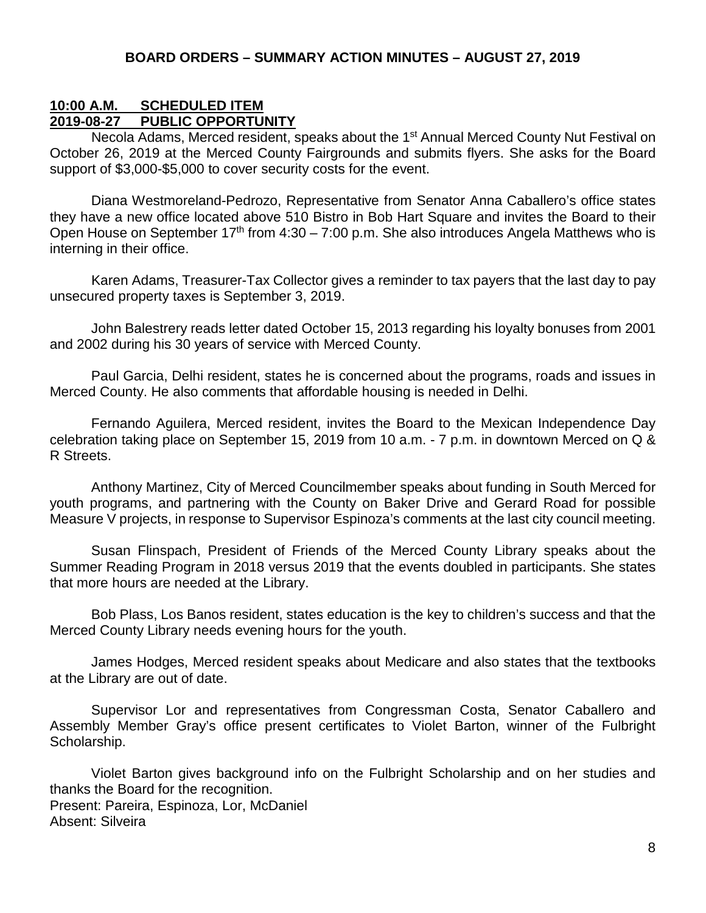## BOARD ORDERS – SUMMARY ACTION MINUTES – AUGUST 27, 2019

**10:00 A.M. SCHEDULED ITEM**
**2019-08-27 PUBLIC OPPORTUNITY**

Necola Adams, Merced resident, speaks about the 1st Annual Merced County Nut Festival on October 26, 2019 at the Merced County Fairgrounds and submits flyers. She asks for the Board support of $3,000-$5,000 to cover security costs for the event.

Diana Westmoreland-Pedrozo, Representative from Senator Anna Caballero's office states they have a new office located above 510 Bistro in Bob Hart Square and invites the Board to their Open House on September 17th from 4:30 – 7:00 p.m. She also introduces Angela Matthews who is interning in their office.

Karen Adams, Treasurer-Tax Collector gives a reminder to tax payers that the last day to pay unsecured property taxes is September 3, 2019.

John Balestrery reads letter dated October 15, 2013 regarding his loyalty bonuses from 2001 and 2002 during his 30 years of service with Merced County.

Paul Garcia, Delhi resident, states he is concerned about the programs, roads and issues in Merced County. He also comments that affordable housing is needed in Delhi.

Fernando Aguilera, Merced resident, invites the Board to the Mexican Independence Day celebration taking place on September 15, 2019 from 10 a.m. - 7 p.m. in downtown Merced on Q & R Streets.

Anthony Martinez, City of Merced Councilmember speaks about funding in South Merced for youth programs, and partnering with the County on Baker Drive and Gerard Road for possible Measure V projects, in response to Supervisor Espinoza's comments at the last city council meeting.

Susan Flinspach, President of Friends of the Merced County Library speaks about the Summer Reading Program in 2018 versus 2019 that the events doubled in participants. She states that more hours are needed at the Library.

Bob Plass, Los Banos resident, states education is the key to children's success and that the Merced County Library needs evening hours for the youth.

James Hodges, Merced resident speaks about Medicare and also states that the textbooks at the Library are out of date.

Supervisor Lor and representatives from Congressman Costa, Senator Caballero and Assembly Member Gray's office present certificates to Violet Barton, winner of the Fulbright Scholarship.

Violet Barton gives background info on the Fulbright Scholarship and on her studies and thanks the Board for the recognition.
Present: Pareira, Espinoza, Lor, McDaniel
Absent: Silveira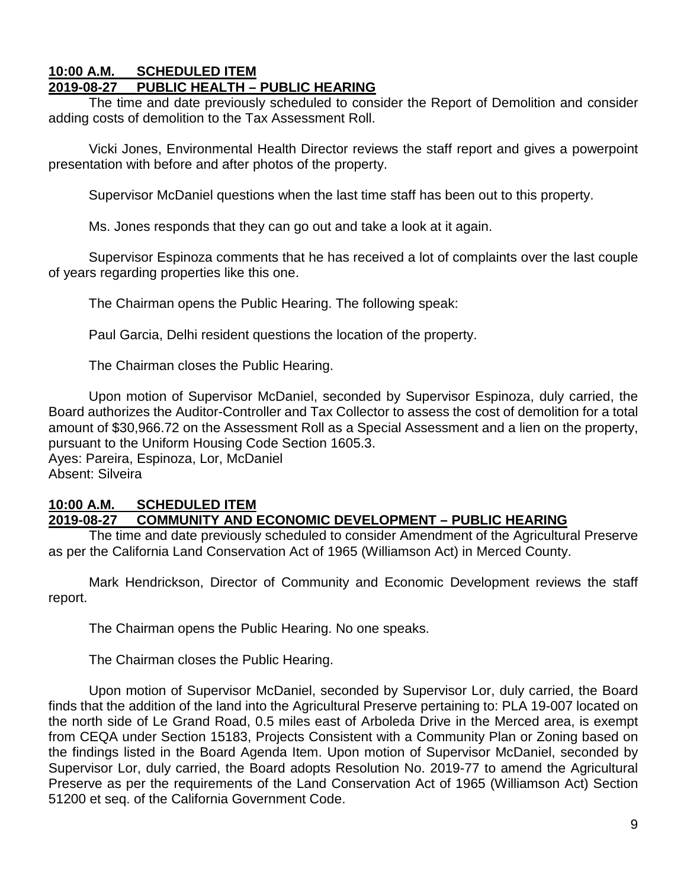**10:00 A.M. SCHEDULED ITEM**
**2019-08-27 PUBLIC HEALTH – PUBLIC HEARING**

The time and date previously scheduled to consider the Report of Demolition and consider adding costs of demolition to the Tax Assessment Roll.

Vicki Jones, Environmental Health Director reviews the staff report and gives a powerpoint presentation with before and after photos of the property.

Supervisor McDaniel questions when the last time staff has been out to this property.

Ms. Jones responds that they can go out and take a look at it again.

Supervisor Espinoza comments that he has received a lot of complaints over the last couple of years regarding properties like this one.

The Chairman opens the Public Hearing. The following speak:

Paul Garcia, Delhi resident questions the location of the property.

The Chairman closes the Public Hearing.

Upon motion of Supervisor McDaniel, seconded by Supervisor Espinoza, duly carried, the Board authorizes the Auditor-Controller and Tax Collector to assess the cost of demolition for a total amount of $30,966.72 on the Assessment Roll as a Special Assessment and a lien on the property, pursuant to the Uniform Housing Code Section 1605.3.
Ayes: Pareira, Espinoza, Lor, McDaniel
Absent: Silveira

**10:00 A.M. SCHEDULED ITEM**
**2019-08-27 COMMUNITY AND ECONOMIC DEVELOPMENT – PUBLIC HEARING**

The time and date previously scheduled to consider Amendment of the Agricultural Preserve as per the California Land Conservation Act of 1965 (Williamson Act) in Merced County.

Mark Hendrickson, Director of Community and Economic Development reviews the staff report.

The Chairman opens the Public Hearing. No one speaks.

The Chairman closes the Public Hearing.

Upon motion of Supervisor McDaniel, seconded by Supervisor Lor, duly carried, the Board finds that the addition of the land into the Agricultural Preserve pertaining to: PLA 19-007 located on the north side of Le Grand Road, 0.5 miles east of Arboleda Drive in the Merced area, is exempt from CEQA under Section 15183, Projects Consistent with a Community Plan or Zoning based on the findings listed in the Board Agenda Item. Upon motion of Supervisor McDaniel, seconded by Supervisor Lor, duly carried, the Board adopts Resolution No. 2019-77 to amend the Agricultural Preserve as per the requirements of the Land Conservation Act of 1965 (Williamson Act) Section 51200 et seq. of the California Government Code.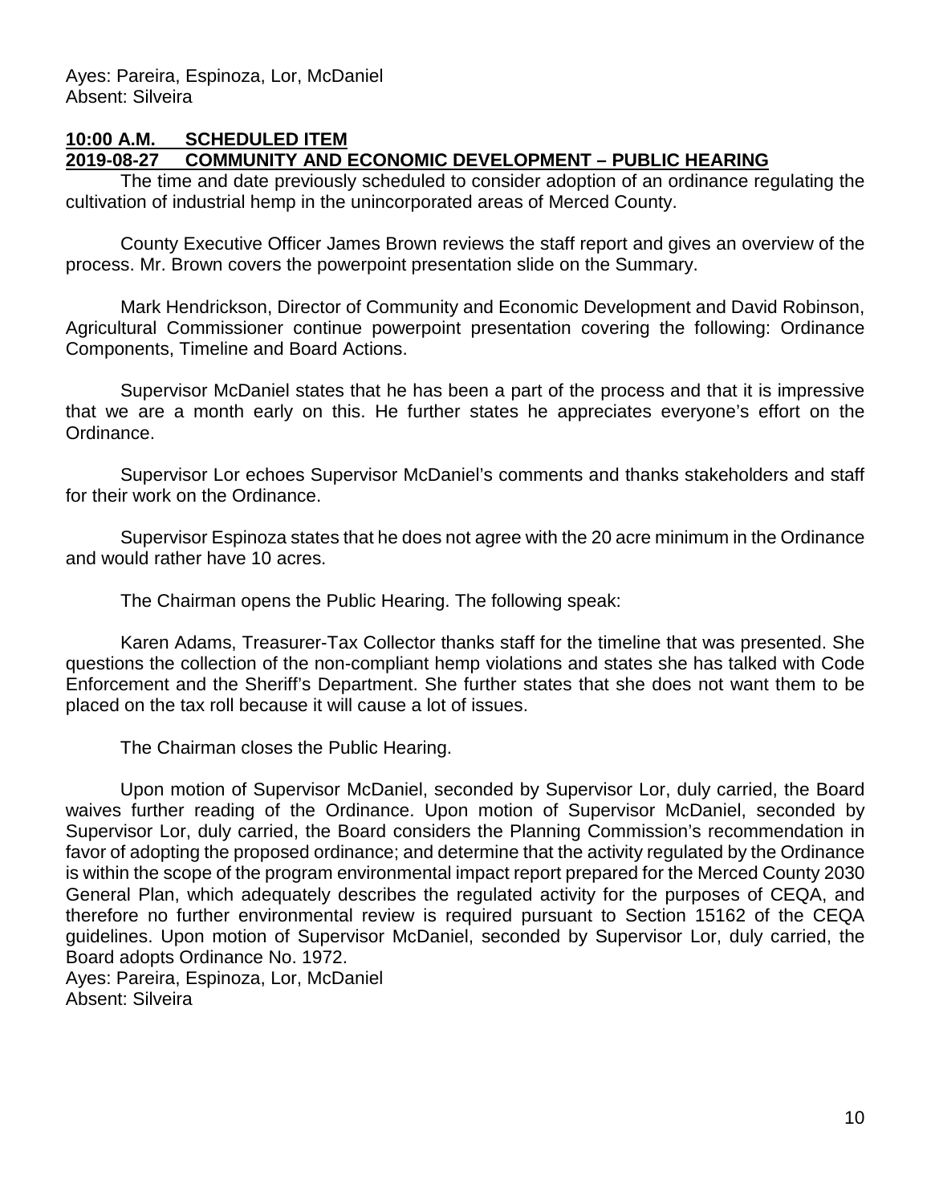Ayes: Pareira, Espinoza, Lor, McDaniel
Absent: Silveira

**10:00 A.M. SCHEDULED ITEM**
**2019-08-27 COMMUNITY AND ECONOMIC DEVELOPMENT – PUBLIC HEARING**

The time and date previously scheduled to consider adoption of an ordinance regulating the cultivation of industrial hemp in the unincorporated areas of Merced County.

County Executive Officer James Brown reviews the staff report and gives an overview of the process. Mr. Brown covers the powerpoint presentation slide on the Summary.

Mark Hendrickson, Director of Community and Economic Development and David Robinson, Agricultural Commissioner continue powerpoint presentation covering the following: Ordinance Components, Timeline and Board Actions.

Supervisor McDaniel states that he has been a part of the process and that it is impressive that we are a month early on this. He further states he appreciates everyone's effort on the Ordinance.

Supervisor Lor echoes Supervisor McDaniel's comments and thanks stakeholders and staff for their work on the Ordinance.

Supervisor Espinoza states that he does not agree with the 20 acre minimum in the Ordinance and would rather have 10 acres.

The Chairman opens the Public Hearing. The following speak:

Karen Adams, Treasurer-Tax Collector thanks staff for the timeline that was presented. She questions the collection of the non-compliant hemp violations and states she has talked with Code Enforcement and the Sheriff's Department. She further states that she does not want them to be placed on the tax roll because it will cause a lot of issues.

The Chairman closes the Public Hearing.

Upon motion of Supervisor McDaniel, seconded by Supervisor Lor, duly carried, the Board waives further reading of the Ordinance. Upon motion of Supervisor McDaniel, seconded by Supervisor Lor, duly carried, the Board considers the Planning Commission's recommendation in favor of adopting the proposed ordinance; and determine that the activity regulated by the Ordinance is within the scope of the program environmental impact report prepared for the Merced County 2030 General Plan, which adequately describes the regulated activity for the purposes of CEQA, and therefore no further environmental review is required pursuant to Section 15162 of the CEQA guidelines. Upon motion of Supervisor McDaniel, seconded by Supervisor Lor, duly carried, the Board adopts Ordinance No. 1972.
Ayes: Pareira, Espinoza, Lor, McDaniel
Absent: Silveira